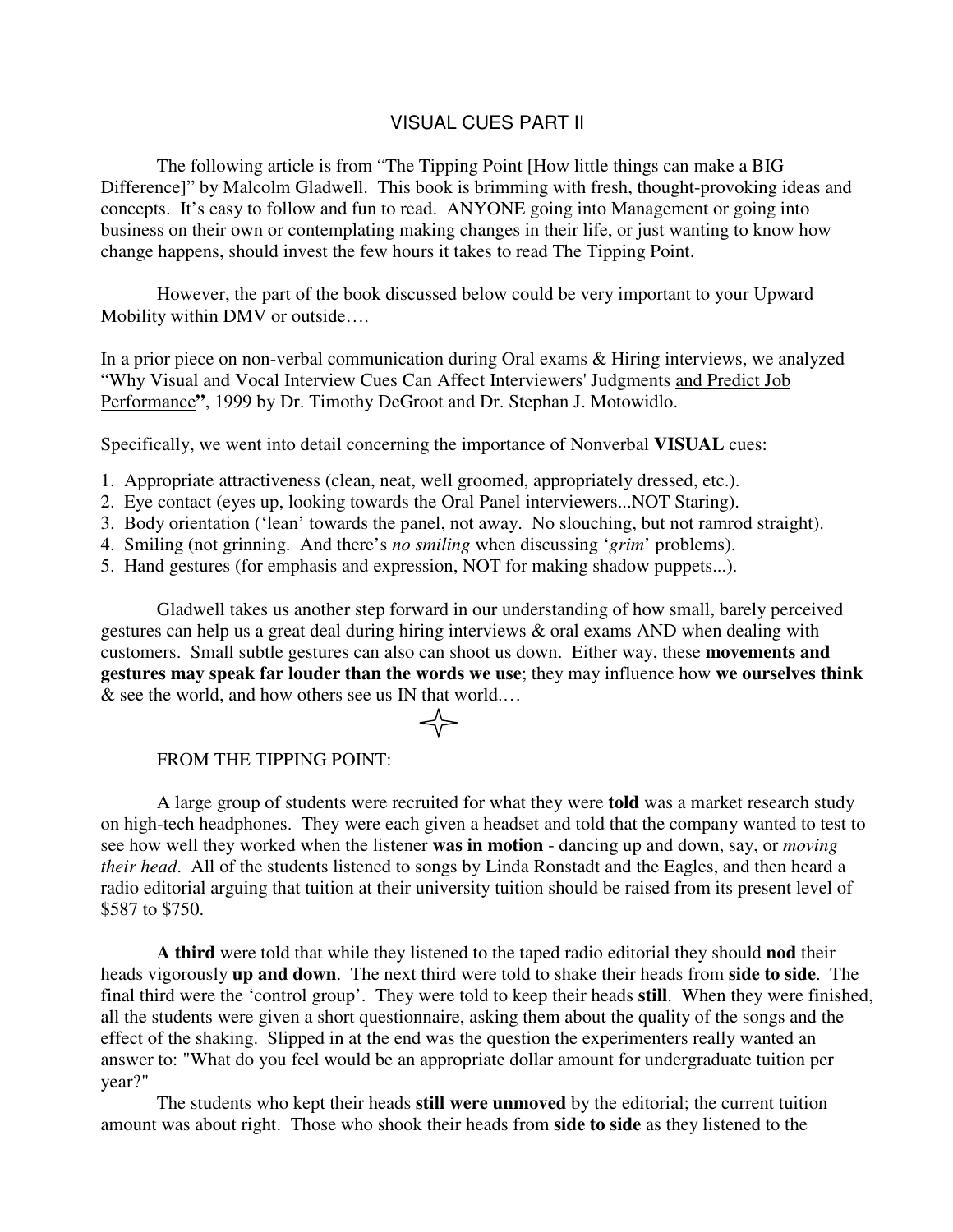# VISUAL CUES PART II

The following article is from "The Tipping Point [How little things can make a BIG Difference]" by Malcolm Gladwell. This book is brimming with fresh, thought-provoking ideas and concepts. It's easy to follow and fun to read. ANYONE going into Management or going into business on their own or contemplating making changes in their life, or just wanting to know how change happens, should invest the few hours it takes to read The Tipping Point.

However, the part of the book discussed below could be very important to your Upward Mobility within DMV or outside….

In a prior piece on non-verbal communication during Oral exams & Hiring interviews, we analyzed "Why Visual and Vocal Interview Cues Can Affect Interviewers' Judgments <u>and Predict Job Performance</u>**"**, 1999 by Dr. Timothy DeGroot and Dr. Stephan J. Motowidlo.

Specifically, we went into detail concerning the importance of Nonverbal **VISUAL** cues:

1. Appropriate attractiveness (clean, neat, well groomed, appropriately dressed, etc.).
2. Eye contact (eyes up, looking towards the Oral Panel interviewers...NOT Staring).
3. Body orientation ('lean' towards the panel, not away. No slouching, but not ramrod straight).
4. Smiling (not grinning. And there's *no smiling* when discussing '*grim*' problems).
5. Hand gestures (for emphasis and expression, NOT for making shadow puppets...).

Gladwell takes us another step forward in our understanding of how small, barely perceived gestures can help us a great deal during hiring interviews & oral exams AND when dealing with customers. Small subtle gestures can also can shoot us down. Either way, these **movements and gestures may speak far louder than the words we use**; they may influence how **we ourselves think** & see the world, and how others see us IN that world.…

✧

FROM THE TIPPING POINT:

A large group of students were recruited for what they were **told** was a market research study on high-tech headphones. They were each given a headset and told that the company wanted to test to see how well they worked when the listener **was in motion** - dancing up and down, say, or *moving their head*. All of the students listened to songs by Linda Ronstadt and the Eagles, and then heard a radio editorial arguing that tuition at their university tuition should be raised from its present level of $587 to $750.

**A third** were told that while they listened to the taped radio editorial they should **nod** their heads vigorously **up and down**. The next third were told to shake their heads from **side to side**. The final third were the 'control group'. They were told to keep their heads **still**. When they were finished, all the students were given a short questionnaire, asking them about the quality of the songs and the effect of the shaking. Slipped in at the end was the question the experimenters really wanted an answer to: "What do you feel would be an appropriate dollar amount for undergraduate tuition per year?"

The students who kept their heads **still were unmoved** by the editorial; the current tuition amount was about right. Those who shook their heads from **side to side** as they listened to the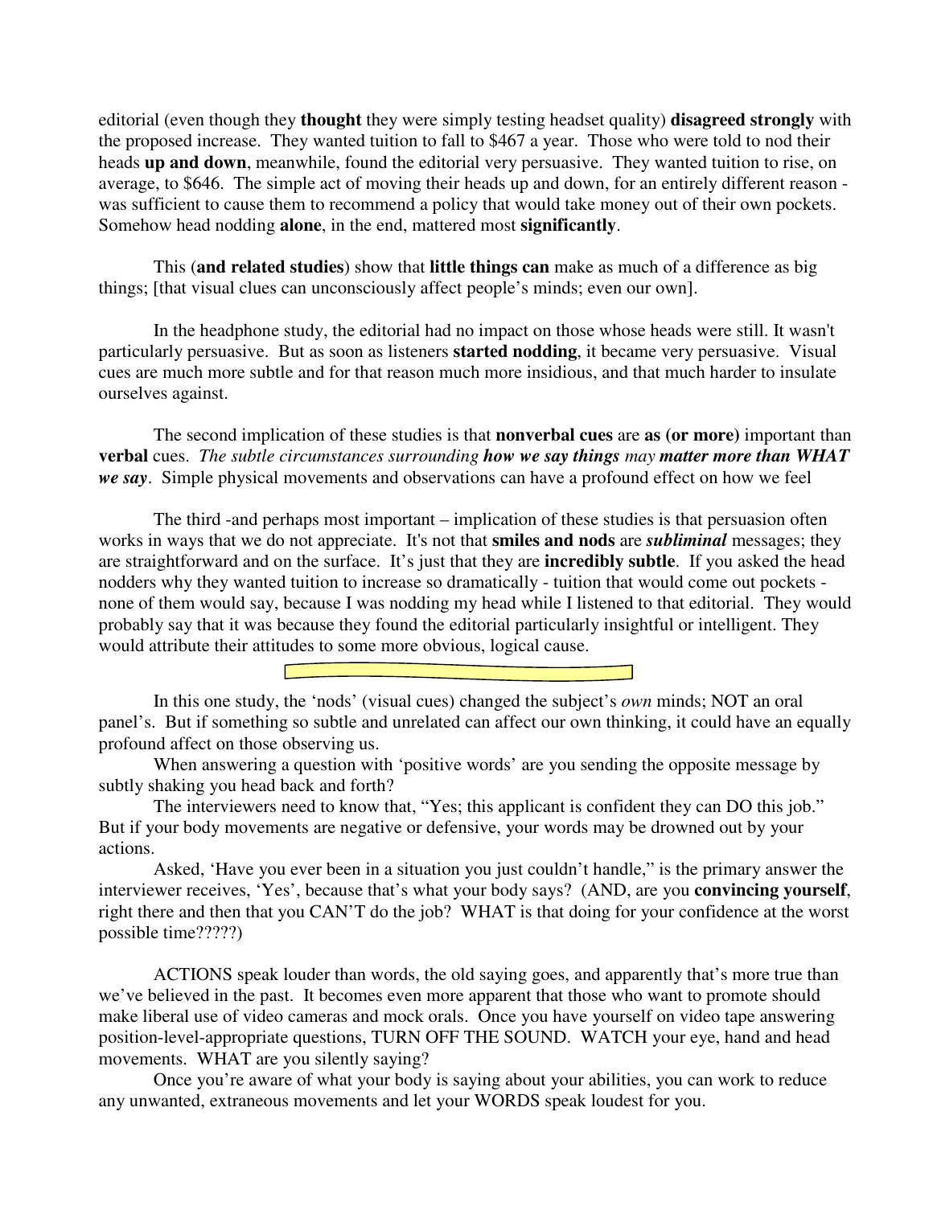editorial (even though they **thought** they were simply testing headset quality) **disagreed strongly** with the proposed increase. They wanted tuition to fall to $467 a year. Those who were told to nod their heads **up and down**, meanwhile, found the editorial very persuasive. They wanted tuition to rise, on average, to $646. The simple act of moving their heads up and down, for an entirely different reason - was sufficient to cause them to recommend a policy that would take money out of their own pockets. Somehow head nodding **alone**, in the end, mattered most **significantly**.

This (**and related studies**) show that **little things can** make as much of a difference as big things; [that visual clues can unconsciously affect people's minds; even our own].

In the headphone study, the editorial had no impact on those whose heads were still. It wasn't particularly persuasive. But as soon as listeners **started nodding**, it became very persuasive. Visual cues are much more subtle and for that reason much more insidious, and that much harder to insulate ourselves against.

The second implication of these studies is that **nonverbal cues** are **as (or more)** important than **verbal** cues. *The subtle circumstances surrounding **how we say things** may **matter more than WHAT we say***. Simple physical movements and observations can have a profound effect on how we feel

The third -and perhaps most important – implication of these studies is that persuasion often works in ways that we do not appreciate. It's not that **smiles and nods** are ***subliminal*** messages; they are straightforward and on the surface. It's just that they are **incredibly subtle**. If you asked the head nodders why they wanted tuition to increase so dramatically - tuition that would come out pockets - none of them would say, because I was nodding my head while I listened to that editorial. They would probably say that it was because they found the editorial particularly insightful or intelligent. They would attribute their attitudes to some more obvious, logical cause.

In this one study, the 'nods' (visual cues) changed the subject's *own* minds; NOT an oral panel's. But if something so subtle and unrelated can affect our own thinking, it could have an equally profound affect on those observing us.

When answering a question with 'positive words' are you sending the opposite message by subtly shaking you head back and forth?

The interviewers need to know that, "Yes; this applicant is confident they can DO this job." But if your body movements are negative or defensive, your words may be drowned out by your actions.

Asked, 'Have you ever been in a situation you just couldn't handle," is the primary answer the interviewer receives, 'Yes', because that's what your body says? (AND, are you **convincing yourself**, right there and then that you CAN'T do the job? WHAT is that doing for your confidence at the worst possible time?????)

ACTIONS speak louder than words, the old saying goes, and apparently that's more true than we've believed in the past. It becomes even more apparent that those who want to promote should make liberal use of video cameras and mock orals. Once you have yourself on video tape answering position-level-appropriate questions, TURN OFF THE SOUND. WATCH your eye, hand and head movements. WHAT are you silently saying?

Once you're aware of what your body is saying about your abilities, you can work to reduce any unwanted, extraneous movements and let your WORDS speak loudest for you.